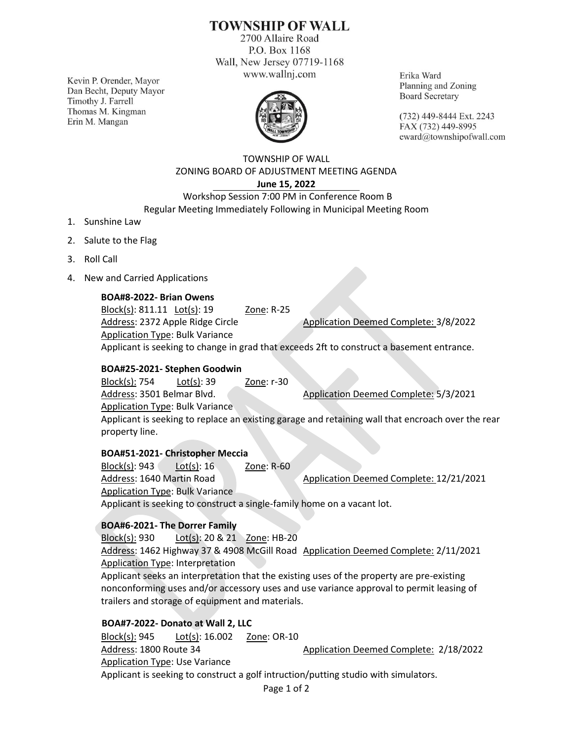# TOWNSHIP OF WALL

2700 Allaire Road
P.O. Box 1168
Wall, New Jersey 07719-1168
www.wallnj.com

Kevin P. Orender, Mayor
Dan Becht, Deputy Mayor
Timothy J. Farrell
Thomas M. Kingman
Erin M. Mangan

Erika Ward
Planning and Zoning
Board Secretary

(732) 449-8444 Ext. 2243
FAX (732) 449-8995
eward@townshipofwall.com

TOWNSHIP OF WALL
ZONING BOARD OF ADJUSTMENT MEETING AGENDA
**June 15, 2022**
Workshop Session 7:00 PM in Conference Room B
Regular Meeting Immediately Following in Municipal Meeting Room

1. Sunshine Law
2. Salute to the Flag
3. Roll Call
4. New and Carried Applications

**BOA#8-2022- Brian Owens**
Block(s): 811.11 Lot(s): 19 Zone: R-25
Address: 2372 Apple Ridge Circle Application Deemed Complete: 3/8/2022
Application Type: Bulk Variance
Applicant is seeking to change in grad that exceeds 2ft to construct a basement entrance.

**BOA#25-2021- Stephen Goodwin**
Block(s): 754 Lot(s): 39 Zone: r-30
Address: 3501 Belmar Blvd. Application Deemed Complete: 5/3/2021
Application Type: Bulk Variance
Applicant is seeking to replace an existing garage and retaining wall that encroach over the rear property line.

**BOA#51-2021- Christopher Meccia**
Block(s): 943 Lot(s): 16 Zone: R-60
Address: 1640 Martin Road Application Deemed Complete: 12/21/2021
Application Type: Bulk Variance
Applicant is seeking to construct a single-family home on a vacant lot.

**BOA#6-2021- The Dorrer Family**
Block(s): 930 Lot(s): 20 & 21 Zone: HB-20
Address: 1462 Highway 37 & 4908 McGill Road Application Deemed Complete: 2/11/2021
Application Type: Interpretation
Applicant seeks an interpretation that the existing uses of the property are pre-existing nonconforming uses and/or accessory uses and use variance approval to permit leasing of trailers and storage of equipment and materials.

**BOA#7-2022- Donato at Wall 2, LLC**
Block(s): 945 Lot(s): 16.002 Zone: OR-10
Address: 1800 Route 34 Application Deemed Complete: 2/18/2022
Application Type: Use Variance
Applicant is seeking to construct a golf intruction/putting studio with simulators.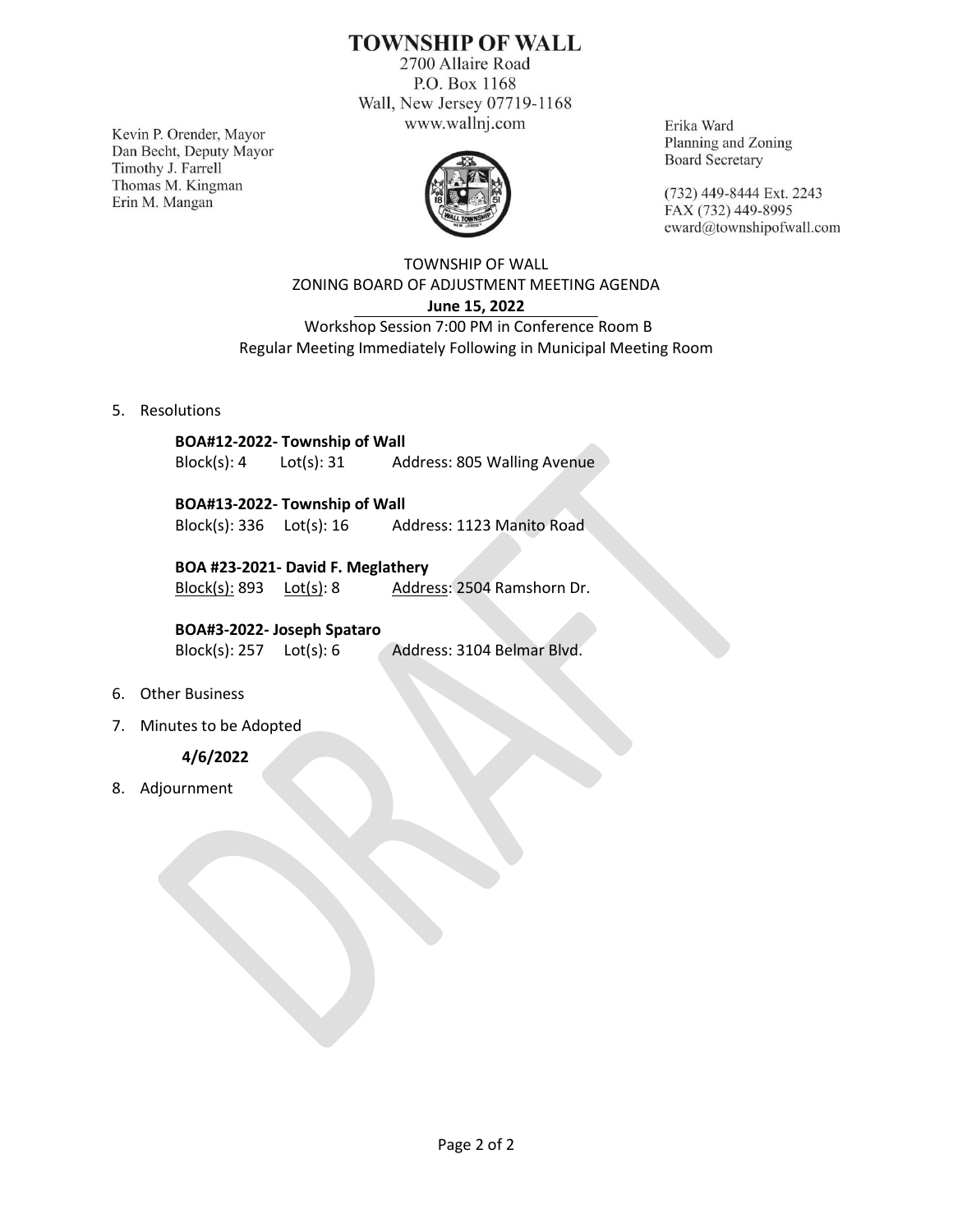# TOWNSHIP OF WALL

2700 Allaire Road
P.O. Box 1168
Wall, New Jersey 07719-1168
www.wallnj.com

Kevin P. Orender, Mayor
Dan Becht, Deputy Mayor
Timothy J. Farrell
Thomas M. Kingman
Erin M. Mangan

Erika Ward
Planning and Zoning
Board Secretary

(732) 449-8444 Ext. 2243
FAX (732) 449-8995
eward@townshipofwall.com

TOWNSHIP OF WALL
ZONING BOARD OF ADJUSTMENT MEETING AGENDA
**June 15, 2022**
Workshop Session 7:00 PM in Conference Room B
Regular Meeting Immediately Following in Municipal Meeting Room

5. Resolutions

   **BOA#12-2022- Township of Wall**
   Block(s): 4 Lot(s): 31 Address: 805 Walling Avenue

   **BOA#13-2022- Township of Wall**
   Block(s): 336 Lot(s): 16 Address: 1123 Manito Road

   **BOA #23-2021- David F. Meglathery**
   Block(s): 893 Lot(s): 8 Address: 2504 Ramshorn Dr.

   **BOA#3-2022- Joseph Spataro**
   Block(s): 257 Lot(s): 6 Address: 3104 Belmar Blvd.

6. Other Business
7. Minutes to be Adopted

   **4/6/2022**

8. Adjournment

DRAFT